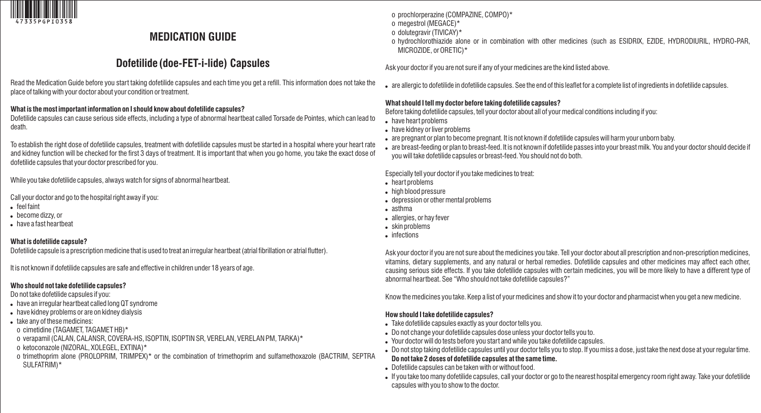## MEDICATION GUIDE

# Dofetilide (doe-FET-i-lide) Capsules

Read the Medication Guide before you start taking dofetilide capsules and each time you get a refill. This information does not take the place of talking with your doctor about your condition or treatment.

### What is the most important information on I should know about dofetilide capsules?

Dofetilide capsules can cause serious side effects, including a type of abnormal heartbeat called Torsade de Pointes, which can lead to death.

To establish the right dose of dofetilide capsules, treatment with dofetilide capsules must be started in a hospital where your heart rate and kidney function will be checked for the first 3 days of treatment. It is important that when you go home, you take the exact dose of dofetilide capsules that your doctor prescribed for you.

While you take dofetilide capsules, always watch for signs of abnormal heartbeat.

Call your doctor and go to the hospital right away if you:

- feel faint
- become dizzy, or
- have a fast heartbeat

### What is dofetilide capsule?

Dofetilide capsule is a prescription medicine that is used to treat an irregular heartbeat (atrial fibrillation or atrial flutter).

It is not known if dofetilide capsules are safe and effective in children under 18 years of age.

### Who should not take dofetilide capsules?

Do not take dofetilide capsules if you:

- have an irregular heartbeat called long QT syndrome
- have kidney problems or are on kidney dialysis
- take any of these medicines:
  - o cimetidine (TAGAMET, TAGAMET HB)*
  - o verapamil (CALAN, CALANSR, COVERA-HS, ISOPTIN, ISOPTIN SR, VERELAN, VERELAN PM, TARKA)*
  - o ketoconazole (NIZORAL, XOLEGEL, EXTINA)*
  - o trimethoprim alone (PROLOPRIM, TRIMPEX)* or the combination of trimethoprim and sulfamethoxazole (BACTRIM, SEPTRA SULFATRIM)*
  - o prochlorperazine (COMPAZINE, COMPO)*
  - o megestrol (MEGACE)*
  - o dolutegravir (TIVICAY)*
  - o hydrochlorothiazide alone or in combination with other medicines (such as ESIDRIX, EZIDE, HYDRODIURIL, HYDRO-PAR, MICROZIDE, or ORETIC)*

Ask your doctor if you are not sure if any of your medicines are the kind listed above.

- are allergic to dofetilide in dofetilide capsules. See the end of this leaflet for a complete list of ingredients in dofetilide capsules.

### What should I tell my doctor before taking dofetilide capsules?

Before taking dofetilide capsules, tell your doctor about all of your medical conditions including if you:

- have heart problems
- have kidney or liver problems
- are pregnant or plan to become pregnant. It is not known if dofetilide capsules will harm your unborn baby.
- are breast-feeding or plan to breast-feed. It is not known if dofetilide passes into your breast milk. You and your doctor should decide if you will take dofetilide capsules or breast-feed. You should not do both.

Especially tell your doctor if you take medicines to treat:

- heart problems
- high blood pressure
- depression or other mental problems
- asthma
- allergies, or hay fever
- skin problems
- infections

Ask your doctor if you are not sure about the medicines you take. Tell your doctor about all prescription and non-prescription medicines, vitamins, dietary supplements, and any natural or herbal remedies. Dofetilide capsules and other medicines may affect each other, causing serious side effects. If you take dofetilide capsules with certain medicines, you will be more likely to have a different type of abnormal heartbeat. See "Who should not take dofetilide capsules?"

Know the medicines you take. Keep a list of your medicines and show it to your doctor and pharmacist when you get a new medicine.

### How should I take dofetilide capsules?

- Take dofetilide capsules exactly as your doctor tells you.
- Do not change your dofetilide capsules dose unless your doctor tells you to.
- Your doctor will do tests before you start and while you take dofetilide capsules.
- Do not stop taking dofetilide capsules until your doctor tells you to stop. If you miss a dose, just take the next dose at your regular time. **Do not take 2 doses of dofetilide capsules at the same time.**
- Dofetilide capsules can be taken with or without food.
- If you take too many dofetilide capsules, call your doctor or go to the nearest hospital emergency room right away. Take your dofetilide capsules with you to show to the doctor.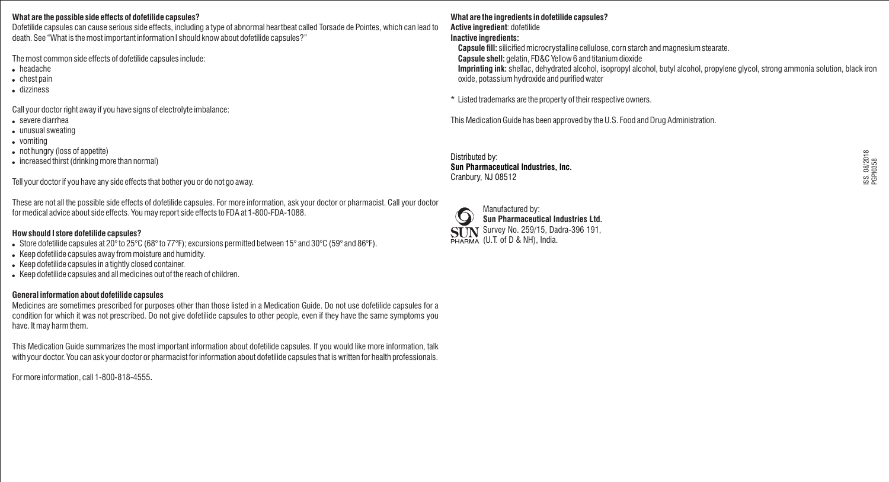**What are the possible side effects of dofetilide capsules?**

Dofetilide capsules can cause serious side effects, including a type of abnormal heartbeat called Torsade de Pointes, which can lead to death. See "What is the most important information I should know about dofetilide capsules?"

The most common side effects of dofetilide capsules include:

- headache
- chest pain
- dizziness

Call your doctor right away if you have signs of electrolyte imbalance:

- severe diarrhea
- unusual sweating
- vomiting
- not hungry (loss of appetite)
- increased thirst (drinking more than normal)

Tell your doctor if you have any side effects that bother you or do not go away.

These are not all the possible side effects of dofetilide capsules. For more information, ask your doctor or pharmacist. Call your doctor for medical advice about side effects. You may report side effects to FDA at 1-800-FDA-1088.

**How should I store dofetilide capsules?**

- Store dofetilide capsules at 20° to 25°C (68° to 77°F); excursions permitted between 15° and 30°C (59° and 86°F).
- Keep dofetilide capsules away from moisture and humidity.
- Keep dofetilide capsules in a tightly closed container.
- Keep dofetilide capsules and all medicines out of the reach of children.

**General information about dofetilide capsules**

Medicines are sometimes prescribed for purposes other than those listed in a Medication Guide. Do not use dofetilide capsules for a condition for which it was not prescribed. Do not give dofetilide capsules to other people, even if they have the same symptoms you have. It may harm them.

This Medication Guide summarizes the most important information about dofetilide capsules. If you would like more information, talk with your doctor. You can ask your doctor or pharmacist for information about dofetilide capsules that is written for health professionals.

For more information, call 1-800-818-4555.

**What are the ingredients in dofetilide capsules?**

**Active ingredient**: dofetilide

**Inactive ingredients:**

**Capsule fill:** silicified microcrystalline cellulose, corn starch and magnesium stearate.

**Capsule shell:** gelatin, FD&C Yellow 6 and titanium dioxide

**Imprinting ink:** shellac, dehydrated alcohol, isopropyl alcohol, butyl alcohol, propylene glycol, strong ammonia solution, black iron oxide, potassium hydroxide and purified water

* Listed trademarks are the property of their respective owners.

This Medication Guide has been approved by the U.S. Food and Drug Administration.

Distributed by:
**Sun Pharmaceutical Industries, Inc.**
Cranbury, NJ 08512

Manufactured by:
**Sun Pharmaceutical Industries Ltd.**
Survey No. 259/15, Dadra-396 191,
(U.T. of D & NH), India.

ISS. 08/2018
PGPI0358